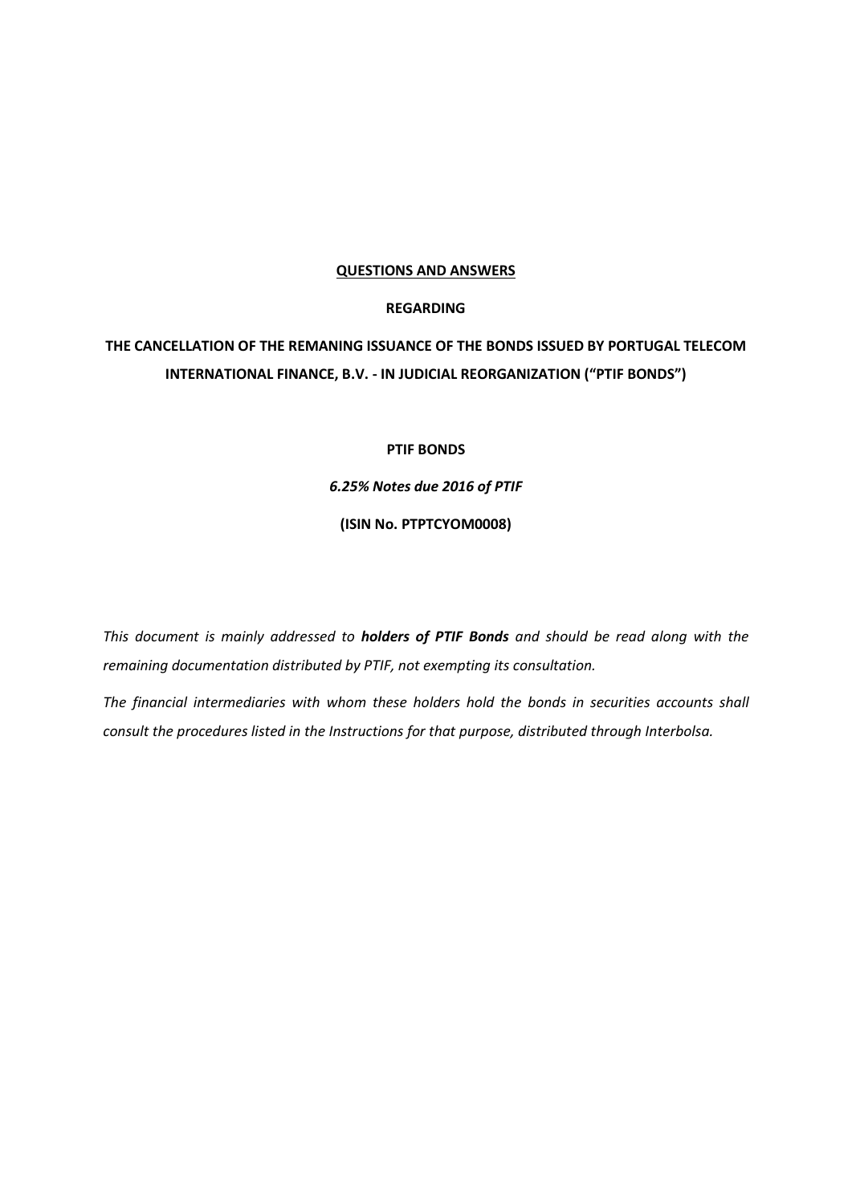**<u>QUESTIONS AND ANSWERS</u>**

**REGARDING**

# THE CANCELLATION OF THE REMANING ISSUANCE OF THE BONDS ISSUED BY PORTUGAL TELECOM INTERNATIONAL FINANCE, B.V. - IN JUDICIAL REORGANIZATION ("PTIF BONDS")

**PTIF BONDS**

***6.25% Notes due 2016 of PTIF***

**(ISIN No. PTPTCYOM0008)**

*This document is mainly addressed to **holders of PTIF Bonds** and should be read along with the remaining documentation distributed by PTIF, not exempting its consultation.*

*The financial intermediaries with whom these holders hold the bonds in securities accounts shall consult the procedures listed in the Instructions for that purpose, distributed through Interbolsa.*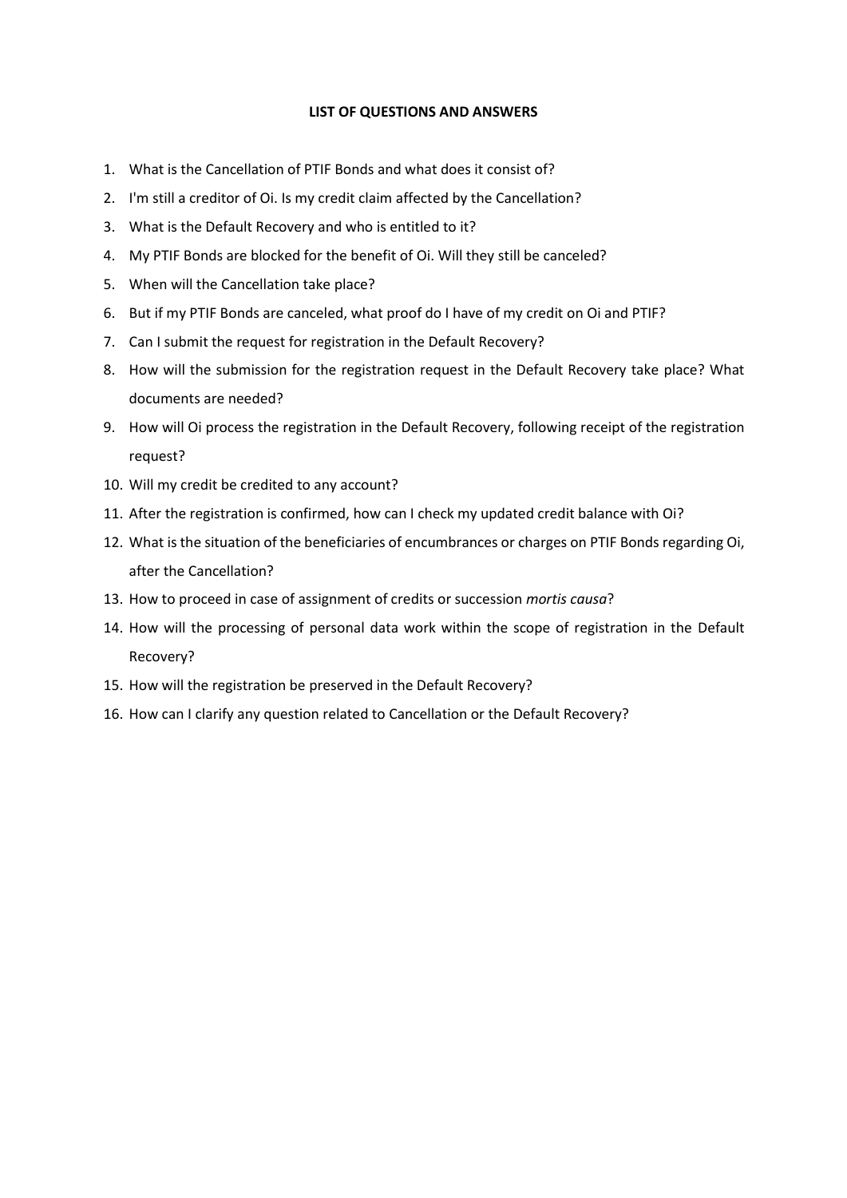**LIST OF QUESTIONS AND ANSWERS**

1. What is the Cancellation of PTIF Bonds and what does it consist of?
2. I'm still a creditor of Oi. Is my credit claim affected by the Cancellation?
3. What is the Default Recovery and who is entitled to it?
4. My PTIF Bonds are blocked for the benefit of Oi. Will they still be canceled?
5. When will the Cancellation take place?
6. But if my PTIF Bonds are canceled, what proof do I have of my credit on Oi and PTIF?
7. Can I submit the request for registration in the Default Recovery?
8. How will the submission for the registration request in the Default Recovery take place? What documents are needed?
9. How will Oi process the registration in the Default Recovery, following receipt of the registration request?
10. Will my credit be credited to any account?
11. After the registration is confirmed, how can I check my updated credit balance with Oi?
12. What is the situation of the beneficiaries of encumbrances or charges on PTIF Bonds regarding Oi, after the Cancellation?
13. How to proceed in case of assignment of credits or succession *mortis causa*?
14. How will the processing of personal data work within the scope of registration in the Default Recovery?
15. How will the registration be preserved in the Default Recovery?
16. How can I clarify any question related to Cancellation or the Default Recovery?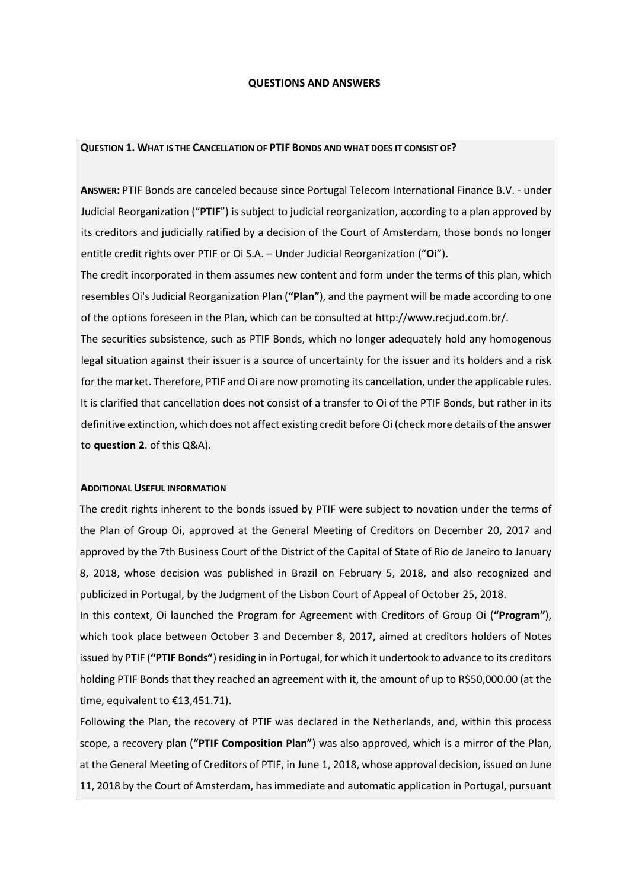## QUESTIONS AND ANSWERS

**QUESTION 1. WHAT IS THE CANCELLATION OF PTIF BONDS AND WHAT DOES IT CONSIST OF?**

**ANSWER:** PTIF Bonds are canceled because since Portugal Telecom International Finance B.V. - under Judicial Reorganization ("**PTIF**") is subject to judicial reorganization, according to a plan approved by its creditors and judicially ratified by a decision of the Court of Amsterdam, those bonds no longer entitle credit rights over PTIF or Oi S.A. – Under Judicial Reorganization ("**Oi**").

The credit incorporated in them assumes new content and form under the terms of this plan, which resembles Oi's Judicial Reorganization Plan (**"Plan"**), and the payment will be made according to one of the options foreseen in the Plan, which can be consulted at http://www.recjud.com.br/.

The securities subsistence, such as PTIF Bonds, which no longer adequately hold any homogenous legal situation against their issuer is a source of uncertainty for the issuer and its holders and a risk for the market. Therefore, PTIF and Oi are now promoting its cancellation, under the applicable rules. It is clarified that cancellation does not consist of a transfer to Oi of the PTIF Bonds, but rather in its definitive extinction, which does not affect existing credit before Oi (check more details of the answer to **question 2**. of this Q&A).

**ADDITIONAL USEFUL INFORMATION**

The credit rights inherent to the bonds issued by PTIF were subject to novation under the terms of the Plan of Group Oi, approved at the General Meeting of Creditors on December 20, 2017 and approved by the 7th Business Court of the District of the Capital of State of Rio de Janeiro to January 8, 2018, whose decision was published in Brazil on February 5, 2018, and also recognized and publicized in Portugal, by the Judgment of the Lisbon Court of Appeal of October 25, 2018.

In this context, Oi launched the Program for Agreement with Creditors of Group Oi (**"Program"**), which took place between October 3 and December 8, 2017, aimed at creditors holders of Notes issued by PTIF (**"PTIF Bonds"**) residing in in Portugal, for which it undertook to advance to its creditors holding PTIF Bonds that they reached an agreement with it, the amount of up to R$50,000.00 (at the time, equivalent to €13,451.71).

Following the Plan, the recovery of PTIF was declared in the Netherlands, and, within this process scope, a recovery plan (**"PTIF Composition Plan"**) was also approved, which is a mirror of the Plan, at the General Meeting of Creditors of PTIF, in June 1, 2018, whose approval decision, issued on June 11, 2018 by the Court of Amsterdam, has immediate and automatic application in Portugal, pursuant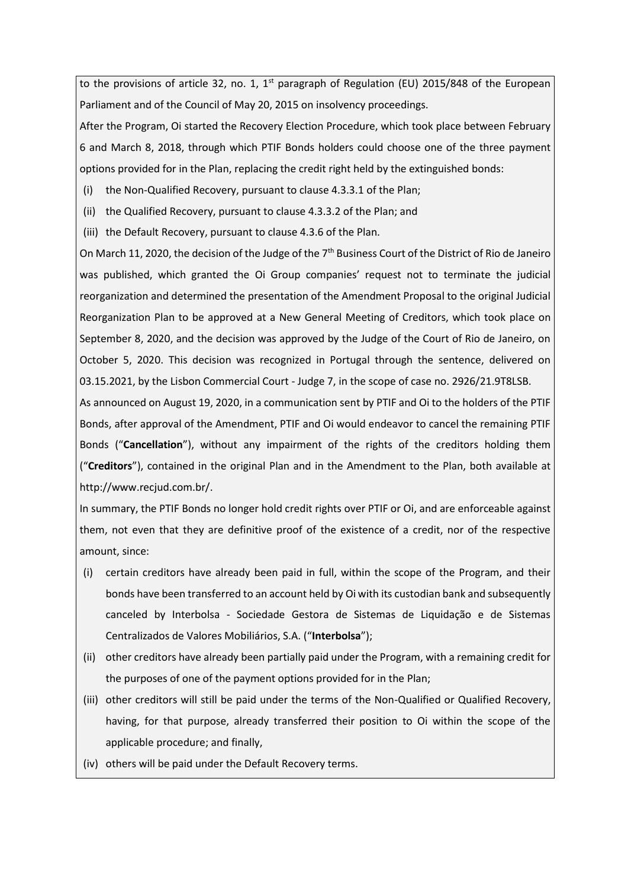to the provisions of article 32, no. 1, 1st paragraph of Regulation (EU) 2015/848 of the European Parliament and of the Council of May 20, 2015 on insolvency proceedings.

After the Program, Oi started the Recovery Election Procedure, which took place between February 6 and March 8, 2018, through which PTIF Bonds holders could choose one of the three payment options provided for in the Plan, replacing the credit right held by the extinguished bonds:

(i) the Non-Qualified Recovery, pursuant to clause 4.3.3.1 of the Plan;

(ii) the Qualified Recovery, pursuant to clause 4.3.3.2 of the Plan; and

(iii) the Default Recovery, pursuant to clause 4.3.6 of the Plan.

On March 11, 2020, the decision of the Judge of the 7th Business Court of the District of Rio de Janeiro was published, which granted the Oi Group companies' request not to terminate the judicial reorganization and determined the presentation of the Amendment Proposal to the original Judicial Reorganization Plan to be approved at a New General Meeting of Creditors, which took place on September 8, 2020, and the decision was approved by the Judge of the Court of Rio de Janeiro, on October 5, 2020. This decision was recognized in Portugal through the sentence, delivered on 03.15.2021, by the Lisbon Commercial Court - Judge 7, in the scope of case no. 2926/21.9T8LSB.

As announced on August 19, 2020, in a communication sent by PTIF and Oi to the holders of the PTIF Bonds, after approval of the Amendment, PTIF and Oi would endeavor to cancel the remaining PTIF Bonds ("**Cancellation**"), without any impairment of the rights of the creditors holding them ("**Creditors**"), contained in the original Plan and in the Amendment to the Plan, both available at http://www.recjud.com.br/.

In summary, the PTIF Bonds no longer hold credit rights over PTIF or Oi, and are enforceable against them, not even that they are definitive proof of the existence of a credit, nor of the respective amount, since:

(i) certain creditors have already been paid in full, within the scope of the Program, and their bonds have been transferred to an account held by Oi with its custodian bank and subsequently canceled by Interbolsa - Sociedade Gestora de Sistemas de Liquidação e de Sistemas Centralizados de Valores Mobiliários, S.A. ("**Interbolsa**");

(ii) other creditors have already been partially paid under the Program, with a remaining credit for the purposes of one of the payment options provided for in the Plan;

(iii) other creditors will still be paid under the terms of the Non-Qualified or Qualified Recovery, having, for that purpose, already transferred their position to Oi within the scope of the applicable procedure; and finally,

(iv) others will be paid under the Default Recovery terms.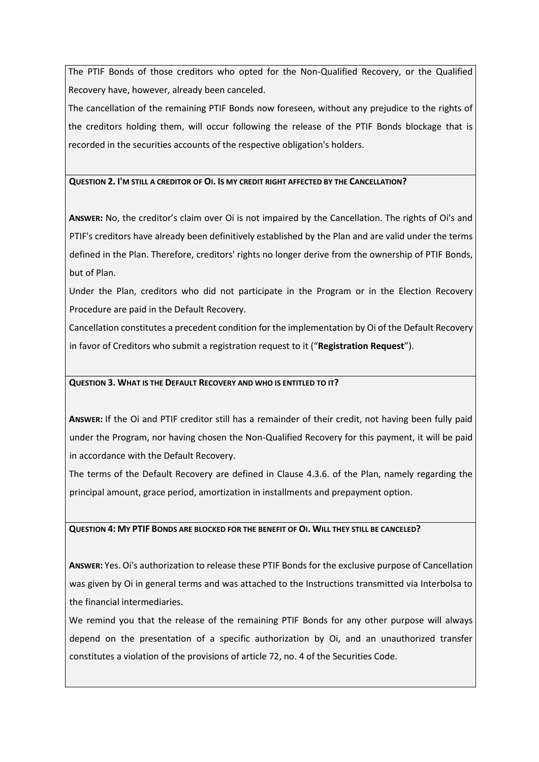The PTIF Bonds of those creditors who opted for the Non-Qualified Recovery, or the Qualified Recovery have, however, already been canceled.

The cancellation of the remaining PTIF Bonds now foreseen, without any prejudice to the rights of the creditors holding them, will occur following the release of the PTIF Bonds blockage that is recorded in the securities accounts of the respective obligation's holders.

**QUESTION 2. I'M STILL A CREDITOR OF OI. IS MY CREDIT RIGHT AFFECTED BY THE CANCELLATION?**

**ANSWER:** No, the creditor's claim over Oi is not impaired by the Cancellation. The rights of Oi's and PTIF's creditors have already been definitively established by the Plan and are valid under the terms defined in the Plan. Therefore, creditors' rights no longer derive from the ownership of PTIF Bonds, but of Plan.

Under the Plan, creditors who did not participate in the Program or in the Election Recovery Procedure are paid in the Default Recovery.

Cancellation constitutes a precedent condition for the implementation by Oi of the Default Recovery in favor of Creditors who submit a registration request to it ("**Registration Request**").

**QUESTION 3. WHAT IS THE DEFAULT RECOVERY AND WHO IS ENTITLED TO IT?**

**ANSWER:** If the Oi and PTIF creditor still has a remainder of their credit, not having been fully paid under the Program, nor having chosen the Non-Qualified Recovery for this payment, it will be paid in accordance with the Default Recovery.

The terms of the Default Recovery are defined in Clause 4.3.6. of the Plan, namely regarding the principal amount, grace period, amortization in installments and prepayment option.

**QUESTION 4: MY PTIF BONDS ARE BLOCKED FOR THE BENEFIT OF OI. WILL THEY STILL BE CANCELED?**

**ANSWER:** Yes. Oi's authorization to release these PTIF Bonds for the exclusive purpose of Cancellation was given by Oi in general terms and was attached to the Instructions transmitted via Interbolsa to the financial intermediaries.

We remind you that the release of the remaining PTIF Bonds for any other purpose will always depend on the presentation of a specific authorization by Oi, and an unauthorized transfer constitutes a violation of the provisions of article 72, no. 4 of the Securities Code.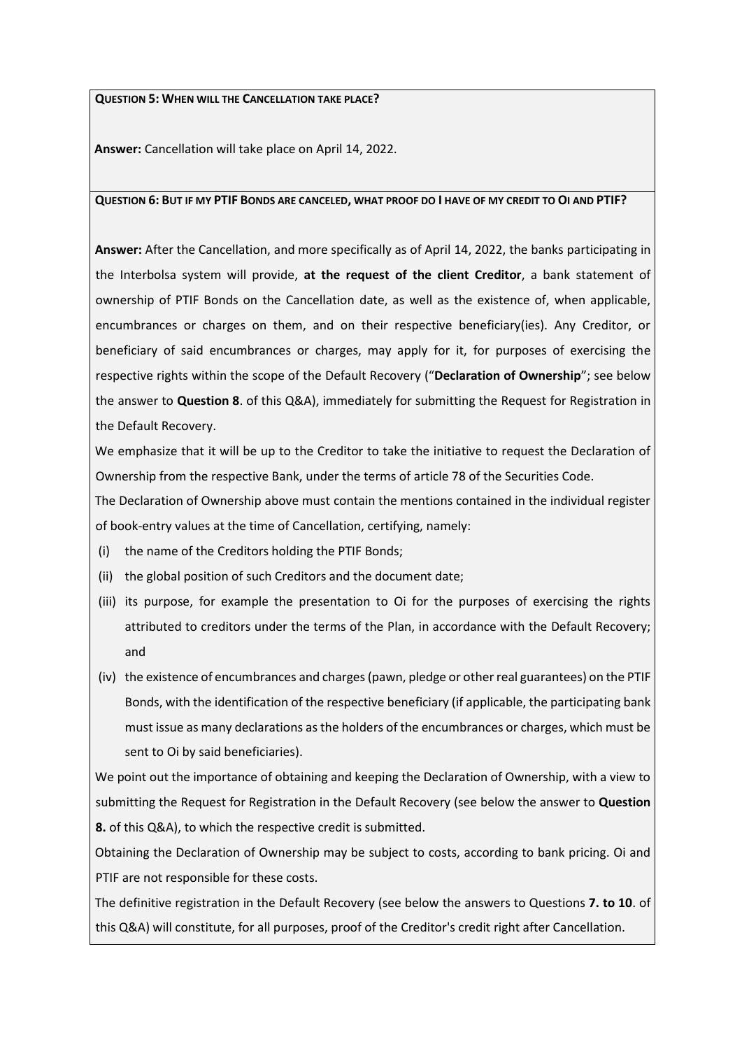**QUESTION 5: WHEN WILL THE CANCELLATION TAKE PLACE?**

**Answer:** Cancellation will take place on April 14, 2022.

**QUESTION 6: BUT IF MY PTIF BONDS ARE CANCELED, WHAT PROOF DO I HAVE OF MY CREDIT TO OI AND PTIF?**

**Answer:** After the Cancellation, and more specifically as of April 14, 2022, the banks participating in the Interbolsa system will provide, **at the request of the client Creditor**, a bank statement of ownership of PTIF Bonds on the Cancellation date, as well as the existence of, when applicable, encumbrances or charges on them, and on their respective beneficiary(ies). Any Creditor, or beneficiary of said encumbrances or charges, may apply for it, for purposes of exercising the respective rights within the scope of the Default Recovery ("**Declaration of Ownership**"; see below the answer to **Question 8**. of this Q&A), immediately for submitting the Request for Registration in the Default Recovery.

We emphasize that it will be up to the Creditor to take the initiative to request the Declaration of Ownership from the respective Bank, under the terms of article 78 of the Securities Code.

The Declaration of Ownership above must contain the mentions contained in the individual register of book-entry values at the time of Cancellation, certifying, namely:

(i) the name of the Creditors holding the PTIF Bonds;

(ii) the global position of such Creditors and the document date;

(iii) its purpose, for example the presentation to Oi for the purposes of exercising the rights attributed to creditors under the terms of the Plan, in accordance with the Default Recovery; and

(iv) the existence of encumbrances and charges (pawn, pledge or other real guarantees) on the PTIF Bonds, with the identification of the respective beneficiary (if applicable, the participating bank must issue as many declarations as the holders of the encumbrances or charges, which must be sent to Oi by said beneficiaries).

We point out the importance of obtaining and keeping the Declaration of Ownership, with a view to submitting the Request for Registration in the Default Recovery (see below the answer to **Question 8.** of this Q&A), to which the respective credit is submitted.

Obtaining the Declaration of Ownership may be subject to costs, according to bank pricing. Oi and PTIF are not responsible for these costs.

The definitive registration in the Default Recovery (see below the answers to Questions **7. to 10**. of this Q&A) will constitute, for all purposes, proof of the Creditor's credit right after Cancellation.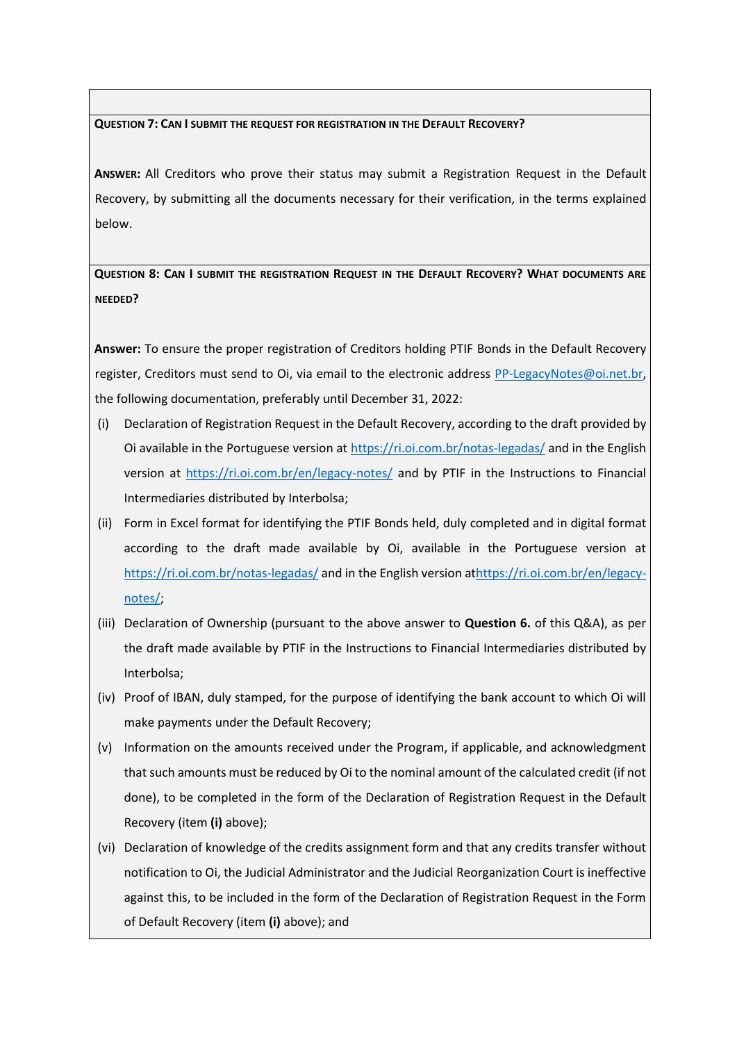**QUESTION 7: CAN I SUBMIT THE REQUEST FOR REGISTRATION IN THE DEFAULT RECOVERY?**

**ANSWER:** All Creditors who prove their status may submit a Registration Request in the Default Recovery, by submitting all the documents necessary for their verification, in the terms explained below.

**QUESTION 8: CAN I SUBMIT THE REGISTRATION REQUEST IN THE DEFAULT RECOVERY? WHAT DOCUMENTS ARE NEEDED?**

**Answer:** To ensure the proper registration of Creditors holding PTIF Bonds in the Default Recovery register, Creditors must send to Oi, via email to the electronic address PP-LegacyNotes@oi.net.br, the following documentation, preferably until December 31, 2022:

(i) Declaration of Registration Request in the Default Recovery, according to the draft provided by Oi available in the Portuguese version at https://ri.oi.com.br/notas-legadas/ and in the English version at https://ri.oi.com.br/en/legacy-notes/ and by PTIF in the Instructions to Financial Intermediaries distributed by Interbolsa;

(ii) Form in Excel format for identifying the PTIF Bonds held, duly completed and in digital format according to the draft made available by Oi, available in the Portuguese version at https://ri.oi.com.br/notas-legadas/ and in the English version athttps://ri.oi.com.br/en/legacy-notes/;

(iii) Declaration of Ownership (pursuant to the above answer to **Question 6.** of this Q&A), as per the draft made available by PTIF in the Instructions to Financial Intermediaries distributed by Interbolsa;

(iv) Proof of IBAN, duly stamped, for the purpose of identifying the bank account to which Oi will make payments under the Default Recovery;

(v) Information on the amounts received under the Program, if applicable, and acknowledgment that such amounts must be reduced by Oi to the nominal amount of the calculated credit (if not done), to be completed in the form of the Declaration of Registration Request in the Default Recovery (item **(i)** above);

(vi) Declaration of knowledge of the credits assignment form and that any credits transfer without notification to Oi, the Judicial Administrator and the Judicial Reorganization Court is ineffective against this, to be included in the form of the Declaration of Registration Request in the Form of Default Recovery (item **(i)** above); and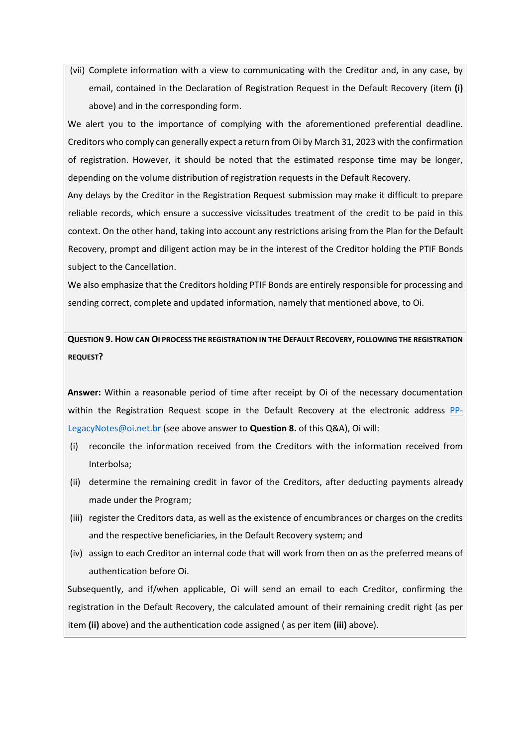(vii) Complete information with a view to communicating with the Creditor and, in any case, by email, contained in the Declaration of Registration Request in the Default Recovery (item **(i)** above) and in the corresponding form.

We alert you to the importance of complying with the aforementioned preferential deadline. Creditors who comply can generally expect a return from Oi by March 31, 2023 with the confirmation of registration. However, it should be noted that the estimated response time may be longer, depending on the volume distribution of registration requests in the Default Recovery.

Any delays by the Creditor in the Registration Request submission may make it difficult to prepare reliable records, which ensure a successive vicissitudes treatment of the credit to be paid in this context. On the other hand, taking into account any restrictions arising from the Plan for the Default Recovery, prompt and diligent action may be in the interest of the Creditor holding the PTIF Bonds subject to the Cancellation.

We also emphasize that the Creditors holding PTIF Bonds are entirely responsible for processing and sending correct, complete and updated information, namely that mentioned above, to Oi.

**QUESTION 9. HOW CAN OI PROCESS THE REGISTRATION IN THE DEFAULT RECOVERY, FOLLOWING THE REGISTRATION REQUEST?**

**Answer:** Within a reasonable period of time after receipt by Oi of the necessary documentation within the Registration Request scope in the Default Recovery at the electronic address PP-LegacyNotes@oi.net.br (see above answer to **Question 8.** of this Q&A), Oi will:

(i) reconcile the information received from the Creditors with the information received from Interbolsa;

(ii) determine the remaining credit in favor of the Creditors, after deducting payments already made under the Program;

(iii) register the Creditors data, as well as the existence of encumbrances or charges on the credits and the respective beneficiaries, in the Default Recovery system; and

(iv) assign to each Creditor an internal code that will work from then on as the preferred means of authentication before Oi.

Subsequently, and if/when applicable, Oi will send an email to each Creditor, confirming the registration in the Default Recovery, the calculated amount of their remaining credit right (as per item **(ii)** above) and the authentication code assigned ( as per item **(iii)** above).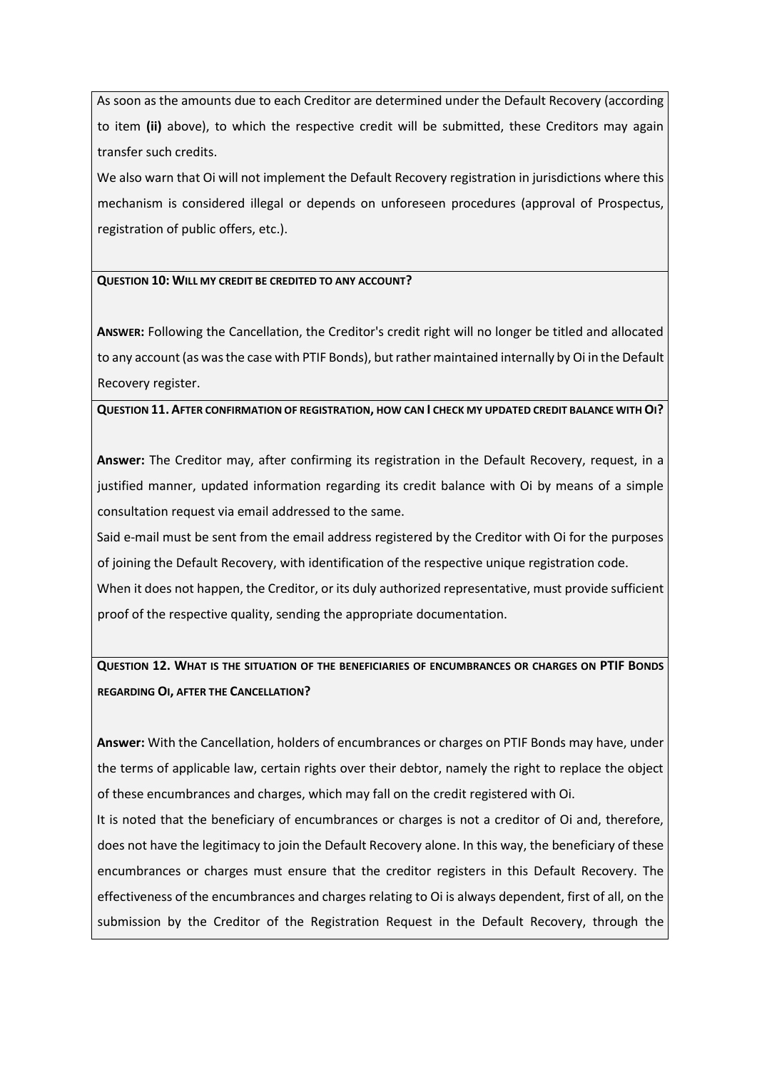As soon as the amounts due to each Creditor are determined under the Default Recovery (according to item **(ii)** above), to which the respective credit will be submitted, these Creditors may again transfer such credits.

We also warn that Oi will not implement the Default Recovery registration in jurisdictions where this mechanism is considered illegal or depends on unforeseen procedures (approval of Prospectus, registration of public offers, etc.).

**QUESTION 10: WILL MY CREDIT BE CREDITED TO ANY ACCOUNT?**

**ANSWER:** Following the Cancellation, the Creditor's credit right will no longer be titled and allocated to any account (as was the case with PTIF Bonds), but rather maintained internally by Oi in the Default Recovery register.

**QUESTION 11. AFTER CONFIRMATION OF REGISTRATION, HOW CAN I CHECK MY UPDATED CREDIT BALANCE WITH OI?**

**Answer:** The Creditor may, after confirming its registration in the Default Recovery, request, in a justified manner, updated information regarding its credit balance with Oi by means of a simple consultation request via email addressed to the same.

Said e-mail must be sent from the email address registered by the Creditor with Oi for the purposes of joining the Default Recovery, with identification of the respective unique registration code.

When it does not happen, the Creditor, or its duly authorized representative, must provide sufficient proof of the respective quality, sending the appropriate documentation.

**QUESTION 12. WHAT IS THE SITUATION OF THE BENEFICIARIES OF ENCUMBRANCES OR CHARGES ON PTIF BONDS REGARDING OI, AFTER THE CANCELLATION?**

**Answer:** With the Cancellation, holders of encumbrances or charges on PTIF Bonds may have, under the terms of applicable law, certain rights over their debtor, namely the right to replace the object of these encumbrances and charges, which may fall on the credit registered with Oi.

It is noted that the beneficiary of encumbrances or charges is not a creditor of Oi and, therefore, does not have the legitimacy to join the Default Recovery alone. In this way, the beneficiary of these encumbrances or charges must ensure that the creditor registers in this Default Recovery. The effectiveness of the encumbrances and charges relating to Oi is always dependent, first of all, on the submission by the Creditor of the Registration Request in the Default Recovery, through the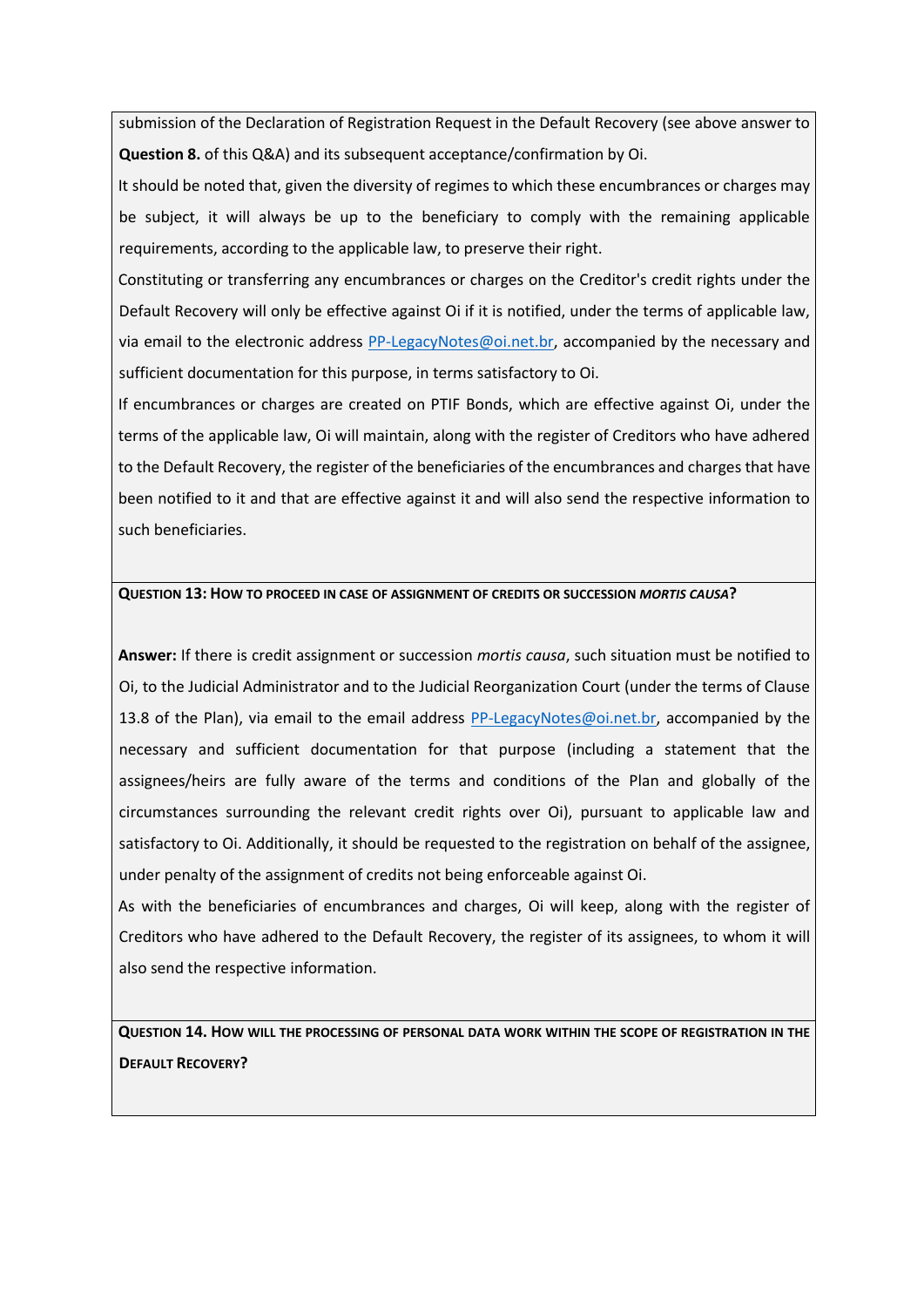submission of the Declaration of Registration Request in the Default Recovery (see above answer to **Question 8.** of this Q&A) and its subsequent acceptance/confirmation by Oi.

It should be noted that, given the diversity of regimes to which these encumbrances or charges may be subject, it will always be up to the beneficiary to comply with the remaining applicable requirements, according to the applicable law, to preserve their right.

Constituting or transferring any encumbrances or charges on the Creditor's credit rights under the Default Recovery will only be effective against Oi if it is notified, under the terms of applicable law, via email to the electronic address PP-LegacyNotes@oi.net.br, accompanied by the necessary and sufficient documentation for this purpose, in terms satisfactory to Oi.

If encumbrances or charges are created on PTIF Bonds, which are effective against Oi, under the terms of the applicable law, Oi will maintain, along with the register of Creditors who have adhered to the Default Recovery, the register of the beneficiaries of the encumbrances and charges that have been notified to it and that are effective against it and will also send the respective information to such beneficiaries.

**QUESTION 13: HOW TO PROCEED IN CASE OF ASSIGNMENT OF CREDITS OR SUCCESSION *MORTIS CAUSA*?**

**Answer:** If there is credit assignment or succession *mortis causa*, such situation must be notified to Oi, to the Judicial Administrator and to the Judicial Reorganization Court (under the terms of Clause 13.8 of the Plan), via email to the email address PP-LegacyNotes@oi.net.br, accompanied by the necessary and sufficient documentation for that purpose (including a statement that the assignees/heirs are fully aware of the terms and conditions of the Plan and globally of the circumstances surrounding the relevant credit rights over Oi), pursuant to applicable law and satisfactory to Oi. Additionally, it should be requested to the registration on behalf of the assignee, under penalty of the assignment of credits not being enforceable against Oi.

As with the beneficiaries of encumbrances and charges, Oi will keep, along with the register of Creditors who have adhered to the Default Recovery, the register of its assignees, to whom it will also send the respective information.

**QUESTION 14. HOW WILL THE PROCESSING OF PERSONAL DATA WORK WITHIN THE SCOPE OF REGISTRATION IN THE DEFAULT RECOVERY?**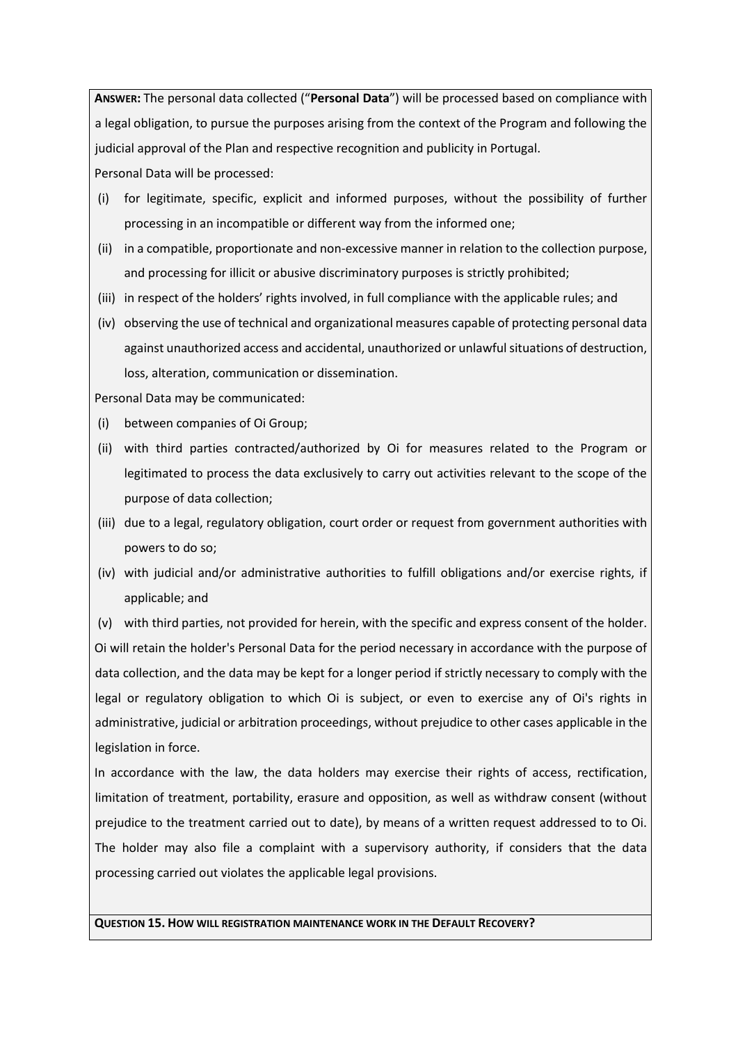**ANSWER:** The personal data collected ("**Personal Data**") will be processed based on compliance with a legal obligation, to pursue the purposes arising from the context of the Program and following the judicial approval of the Plan and respective recognition and publicity in Portugal.

Personal Data will be processed:

(i) for legitimate, specific, explicit and informed purposes, without the possibility of further processing in an incompatible or different way from the informed one;

(ii) in a compatible, proportionate and non-excessive manner in relation to the collection purpose, and processing for illicit or abusive discriminatory purposes is strictly prohibited;

(iii) in respect of the holders' rights involved, in full compliance with the applicable rules; and

(iv) observing the use of technical and organizational measures capable of protecting personal data against unauthorized access and accidental, unauthorized or unlawful situations of destruction, loss, alteration, communication or dissemination.

Personal Data may be communicated:

(i) between companies of Oi Group;

(ii) with third parties contracted/authorized by Oi for measures related to the Program or legitimated to process the data exclusively to carry out activities relevant to the scope of the purpose of data collection;

(iii) due to a legal, regulatory obligation, court order or request from government authorities with powers to do so;

(iv) with judicial and/or administrative authorities to fulfill obligations and/or exercise rights, if applicable; and

(v) with third parties, not provided for herein, with the specific and express consent of the holder.

Oi will retain the holder's Personal Data for the period necessary in accordance with the purpose of data collection, and the data may be kept for a longer period if strictly necessary to comply with the legal or regulatory obligation to which Oi is subject, or even to exercise any of Oi's rights in administrative, judicial or arbitration proceedings, without prejudice to other cases applicable in the legislation in force.

In accordance with the law, the data holders may exercise their rights of access, rectification, limitation of treatment, portability, erasure and opposition, as well as withdraw consent (without prejudice to the treatment carried out to date), by means of a written request addressed to to Oi. The holder may also file a complaint with a supervisory authority, if considers that the data processing carried out violates the applicable legal provisions.

**QUESTION 15. HOW WILL REGISTRATION MAINTENANCE WORK IN THE DEFAULT RECOVERY?**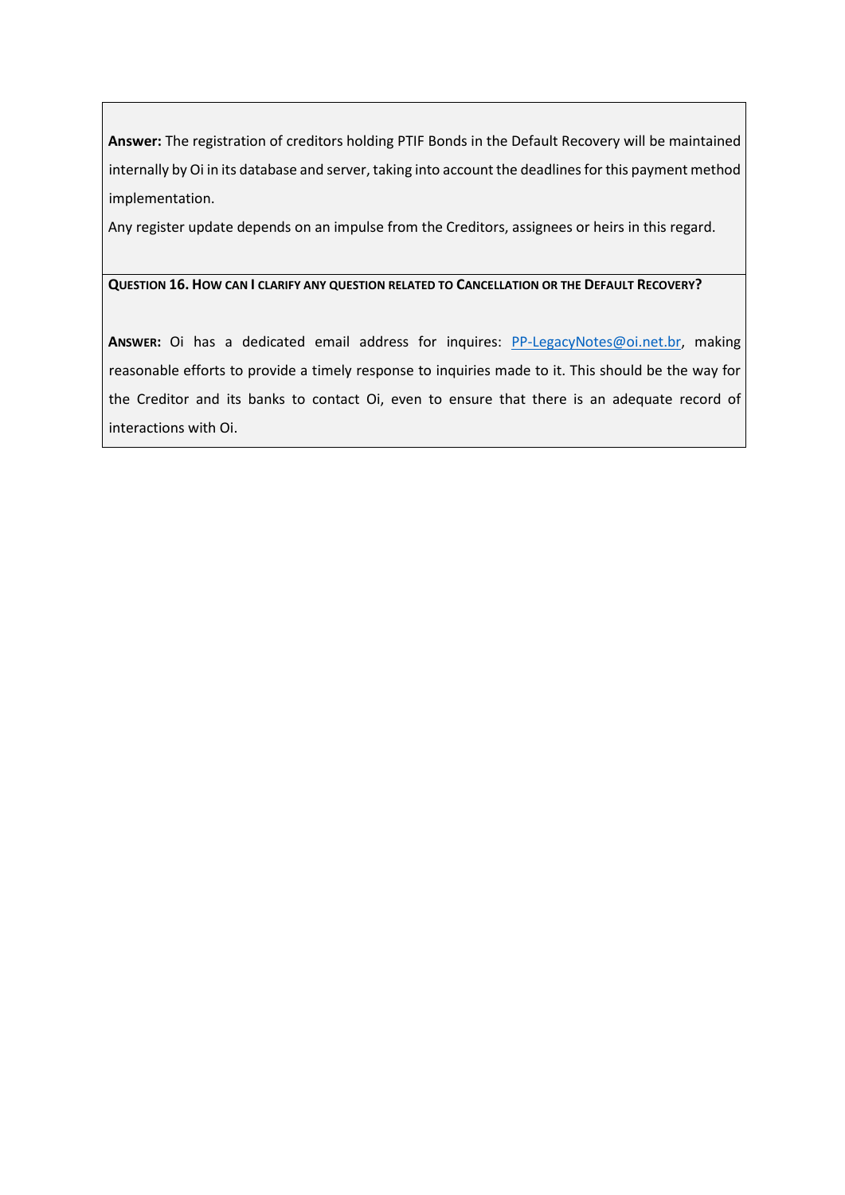**Answer:** The registration of creditors holding PTIF Bonds in the Default Recovery will be maintained internally by Oi in its database and server, taking into account the deadlines for this payment method implementation.

Any register update depends on an impulse from the Creditors, assignees or heirs in this regard.

**QUESTION 16. HOW CAN I CLARIFY ANY QUESTION RELATED TO CANCELLATION OR THE DEFAULT RECOVERY?**

**ANSWER:** Oi has a dedicated email address for inquires: PP-LegacyNotes@oi.net.br, making reasonable efforts to provide a timely response to inquiries made to it. This should be the way for the Creditor and its banks to contact Oi, even to ensure that there is an adequate record of interactions with Oi.